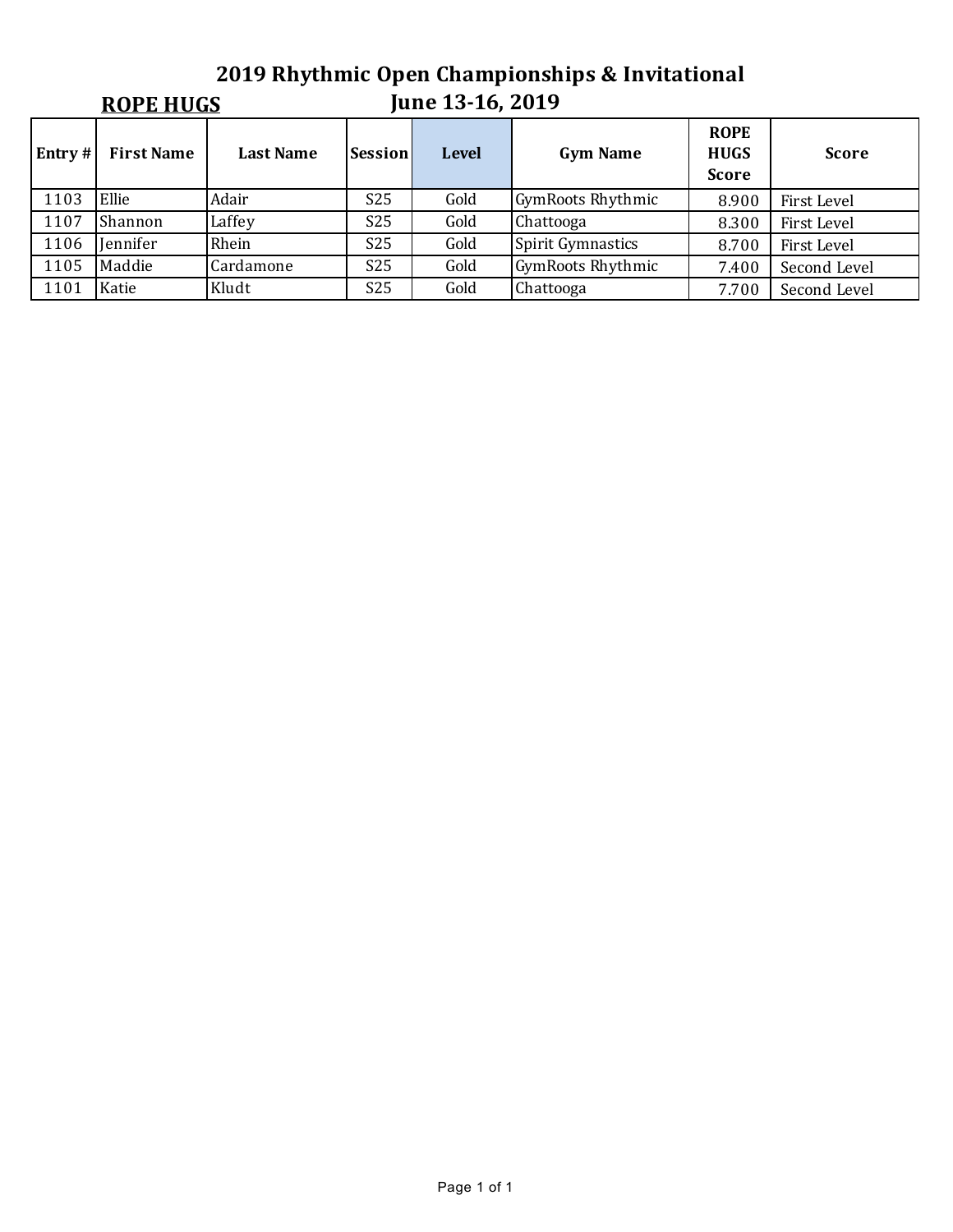# 2019 Rhythmic Open Championships & Invitational

## ROPE HUGS

## June 13-16, 2019

| Entry # | First Name | Last Name | Session | Level | Gym Name | ROPE HUGS Score | Score |
|---|---|---|---|---|---|---|---|
| 1103 | Ellie | Adair | S25 | Gold | GymRoots Rhythmic | 8.900 | First Level |
| 1107 | Shannon | Laffey | S25 | Gold | Chattooga | 8.300 | First Level |
| 1106 | Jennifer | Rhein | S25 | Gold | Spirit Gymnastics | 8.700 | First Level |
| 1105 | Maddie | Cardamone | S25 | Gold | GymRoots Rhythmic | 7.400 | Second Level |
| 1101 | Katie | Kludt | S25 | Gold | Chattooga | 7.700 | Second Level |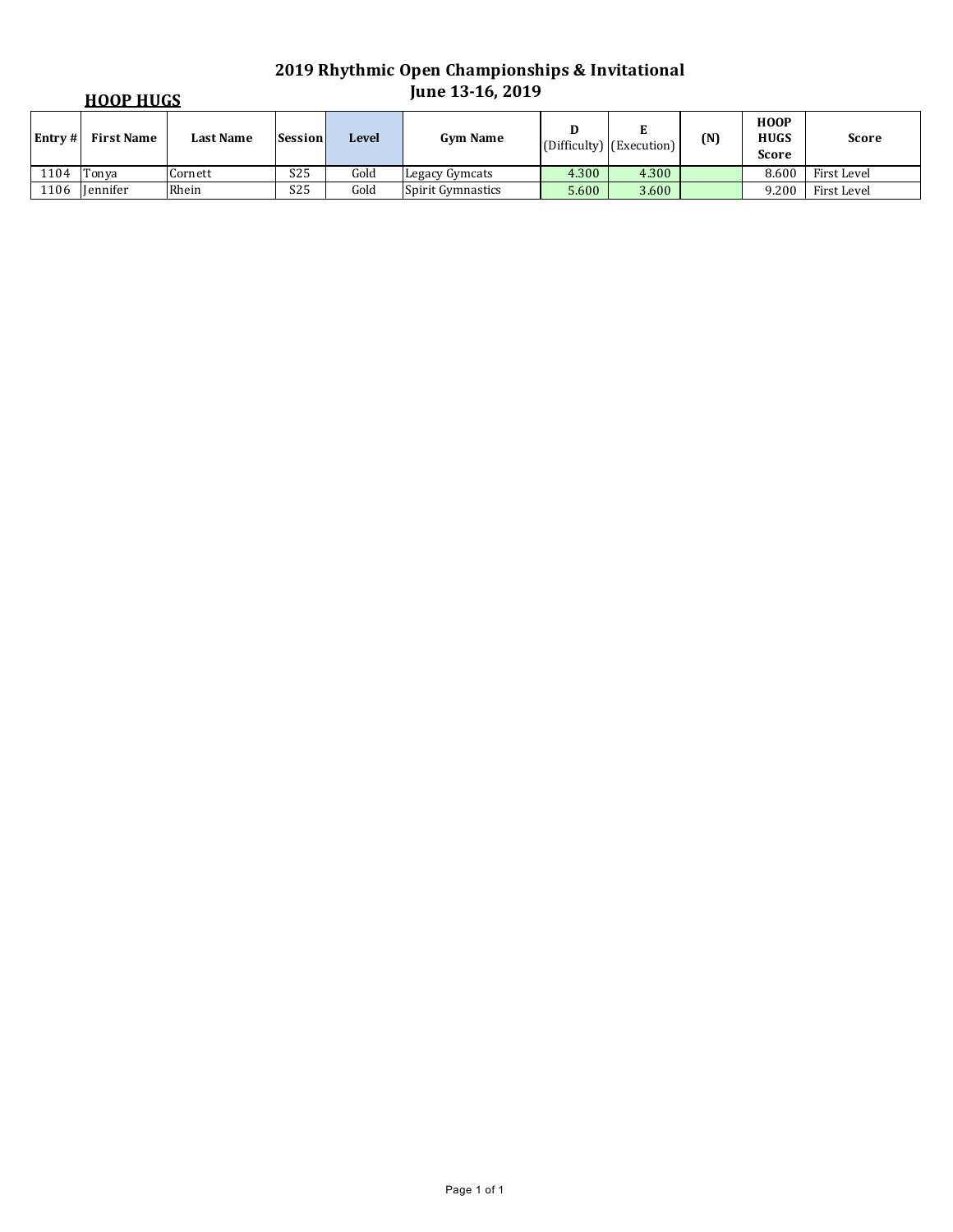# 2019 Rhythmic Open Championships & Invitational
## June 13-16, 2019

**HOOP HUGS**

| Entry # | First Name | Last Name | Session | Level | Gym Name | D (Difficulty) | E (Execution) | (N) | HOOP HUGS Score | Score |
|---|---|---|---|---|---|---|---|---|---|---|
| 1104 | Tonya | Cornett | S25 | Gold | Legacy Gymcats | 4.300 | 4.300 | | 8.600 | First Level |
| 1106 | Jennifer | Rhein | S25 | Gold | Spirit Gymnastics | 5.600 | 3.600 | | 9.200 | First Level |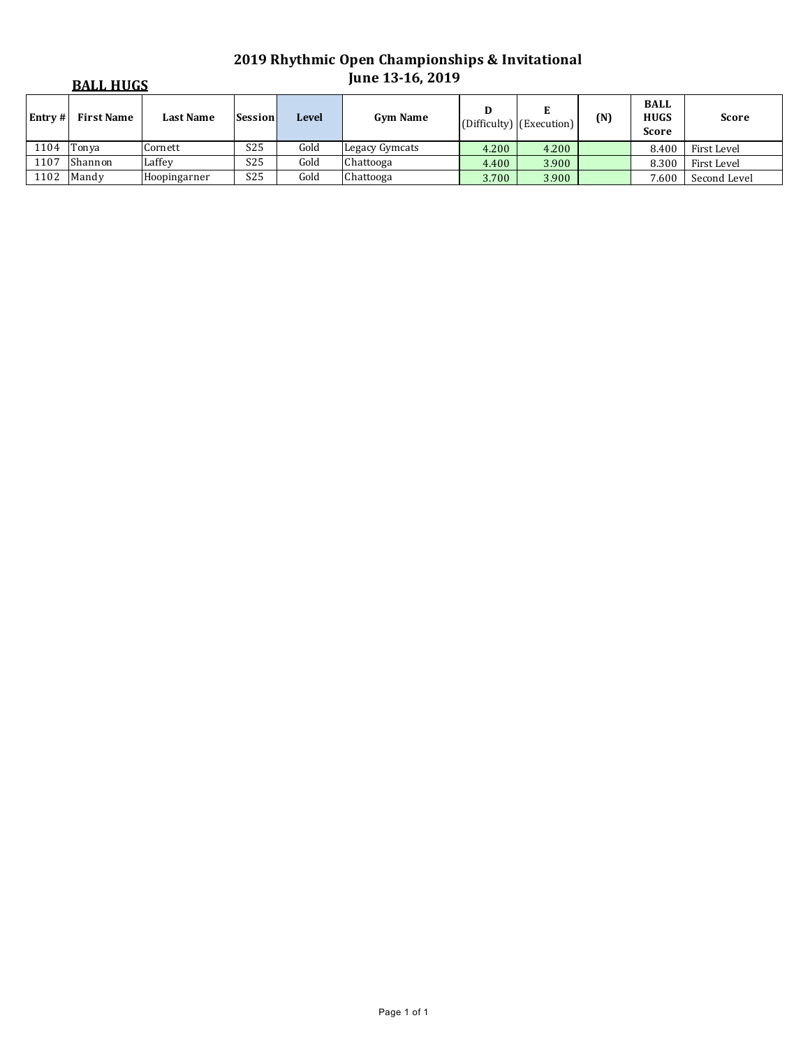# 2019 Rhythmic Open Championships & Invitational
## June 13-16, 2019

### BALL HUGS

| Entry # | First Name | Last Name | Session | Level | Gym Name | D (Difficulty) | E (Execution) | (N) | BALL HUGS Score | Score |
|---|---|---|---|---|---|---|---|---|---|---|
| 1104 | Tonya | Cornett | S25 | Gold | Legacy Gymcats | 4.200 | 4.200 | | 8.400 | First Level |
| 1107 | Shannon | Laffey | S25 | Gold | Chattooga | 4.400 | 3.900 | | 8.300 | First Level |
| 1102 | Mandy | Hoopingarner | S25 | Gold | Chattooga | 3.700 | 3.900 | | 7.600 | Second Level |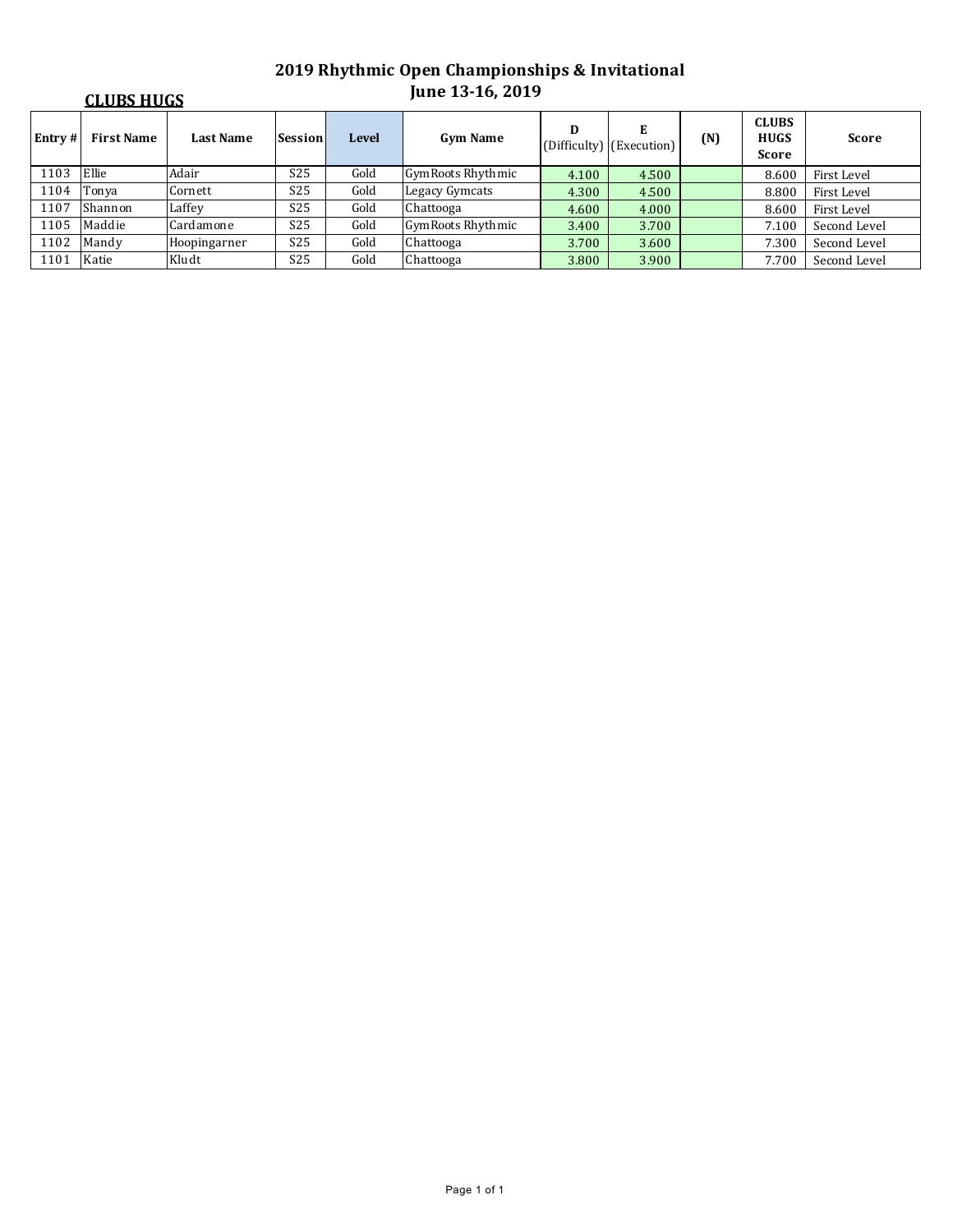# 2019 Rhythmic Open Championships & Invitational
## June 13-16, 2019

**CLUBS HUGS**

| Entry # | First Name | Last Name | Session | Level | Gym Name | D (Difficulty) | E (Execution) | (N) | CLUBS HUGS Score | Score |
|---|---|---|---|---|---|---|---|---|---|---|
| 1103 | Ellie | Adair | S25 | Gold | GymRoots Rhythmic | 4.100 | 4.500 | | 8.600 | First Level |
| 1104 | Tonya | Cornett | S25 | Gold | Legacy Gymcats | 4.300 | 4.500 | | 8.800 | First Level |
| 1107 | Shannon | Laffey | S25 | Gold | Chattooga | 4.600 | 4.000 | | 8.600 | First Level |
| 1105 | Maddie | Cardamone | S25 | Gold | GymRoots Rhythmic | 3.400 | 3.700 | | 7.100 | Second Level |
| 1102 | Mandy | Hoopingarner | S25 | Gold | Chattooga | 3.700 | 3.600 | | 7.300 | Second Level |
| 1101 | Katie | Kludt | S25 | Gold | Chattooga | 3.800 | 3.900 | | 7.700 | Second Level |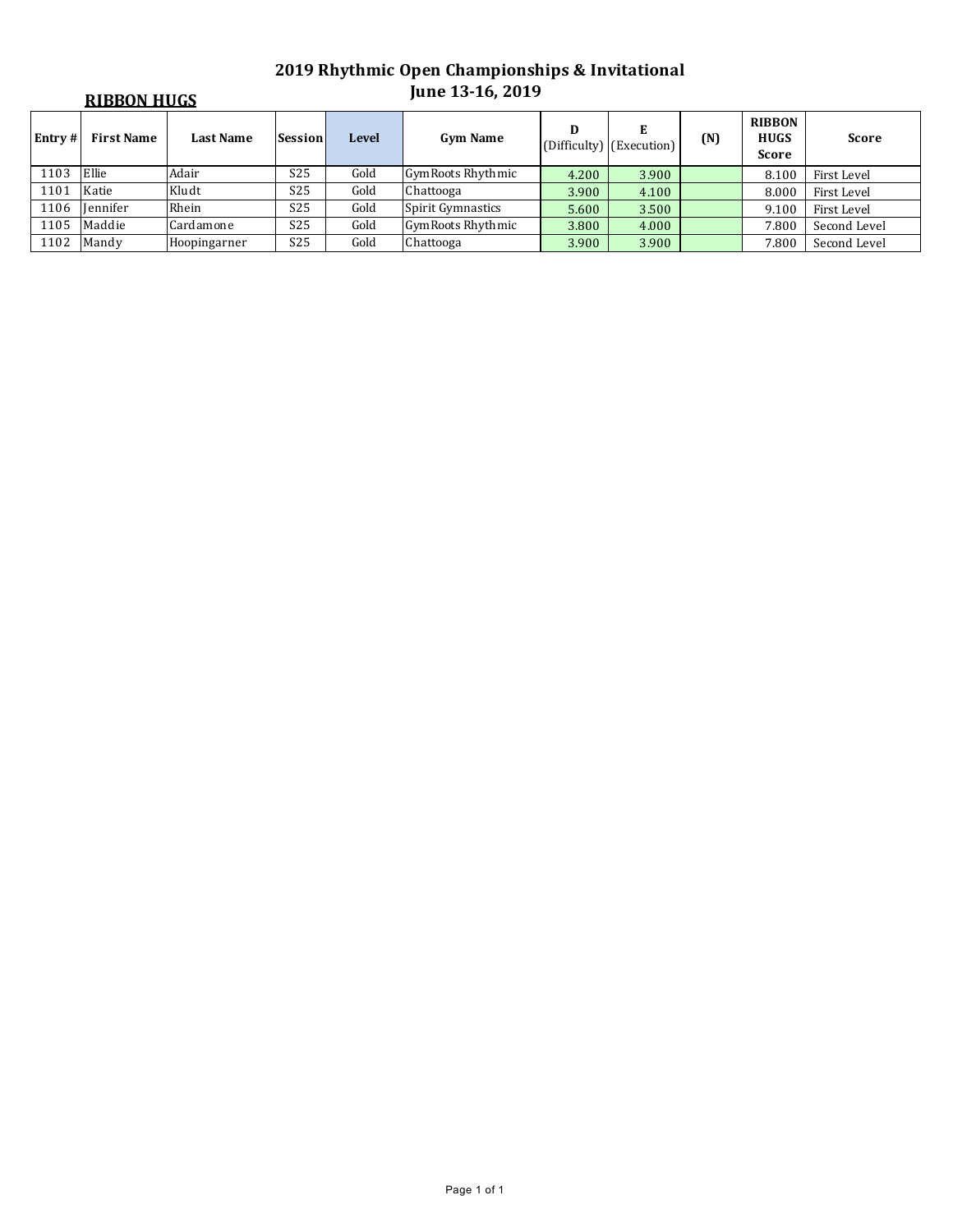# 2019 Rhythmic Open Championships & Invitational
## June 13-16, 2019

**RIBBON HUGS**

| Entry # | First Name | Last Name | Session | Level | Gym Name | D (Difficulty) | E (Execution) | (N) | RIBBON HUGS Score | Score |
|---|---|---|---|---|---|---|---|---|---|---|
| 1103 | Ellie | Adair | S25 | Gold | GymRoots Rhythmic | 4.200 | 3.900 | | 8.100 | First Level |
| 1101 | Katie | Kludt | S25 | Gold | Chattooga | 3.900 | 4.100 | | 8.000 | First Level |
| 1106 | Jennifer | Rhein | S25 | Gold | Spirit Gymnastics | 5.600 | 3.500 | | 9.100 | First Level |
| 1105 | Maddie | Cardamone | S25 | Gold | GymRoots Rhythmic | 3.800 | 4.000 | | 7.800 | Second Level |
| 1102 | Mandy | Hoopingarner | S25 | Gold | Chattooga | 3.900 | 3.900 | | 7.800 | Second Level |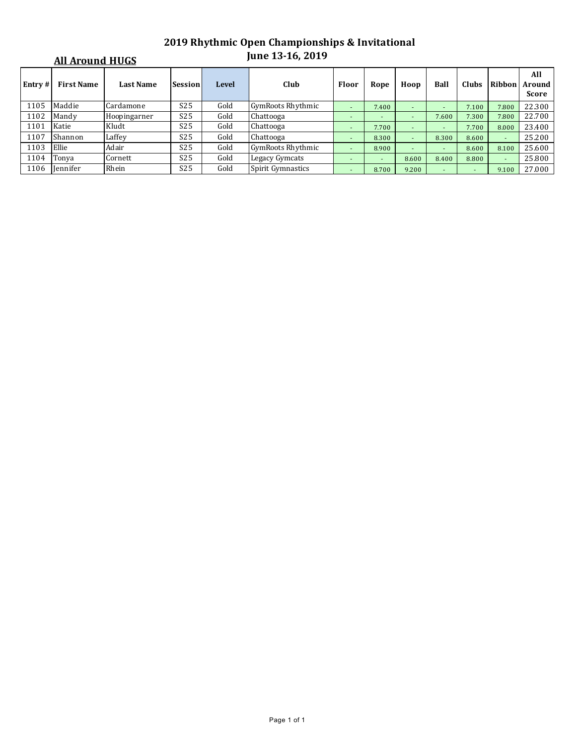# 2019 Rhythmic Open Championships & Invitational
## June 13-16, 2019

**All Around HUGS**

| Entry # | First Name | Last Name | Session | Level | Club | Floor | Rope | Hoop | Ball | Clubs | Ribbon | All Around Score |
|---|---|---|---|---|---|---|---|---|---|---|---|---|
| 1105 | Maddie | Cardamone | S25 | Gold | GymRoots Rhythmic | - | 7.400 | - | - | 7.100 | 7.800 | 22.300 |
| 1102 | Mandy | Hoopingarner | S25 | Gold | Chattooga | - | - | - | 7.600 | 7.300 | 7.800 | 22.700 |
| 1101 | Katie | Kludt | S25 | Gold | Chattooga | - | 7.700 | - | - | 7.700 | 8.000 | 23.400 |
| 1107 | Shannon | Laffey | S25 | Gold | Chattooga | - | 8.300 | - | 8.300 | 8.600 | - | 25.200 |
| 1103 | Ellie | Adair | S25 | Gold | GymRoots Rhythmic | - | 8.900 | - | - | 8.600 | 8.100 | 25.600 |
| 1104 | Tonya | Cornett | S25 | Gold | Legacy Gymcats | - | - | 8.600 | 8.400 | 8.800 | - | 25.800 |
| 1106 | Jennifer | Rhein | S25 | Gold | Spirit Gymnastics | - | 8.700 | 9.200 | - | - | 9.100 | 27.000 |